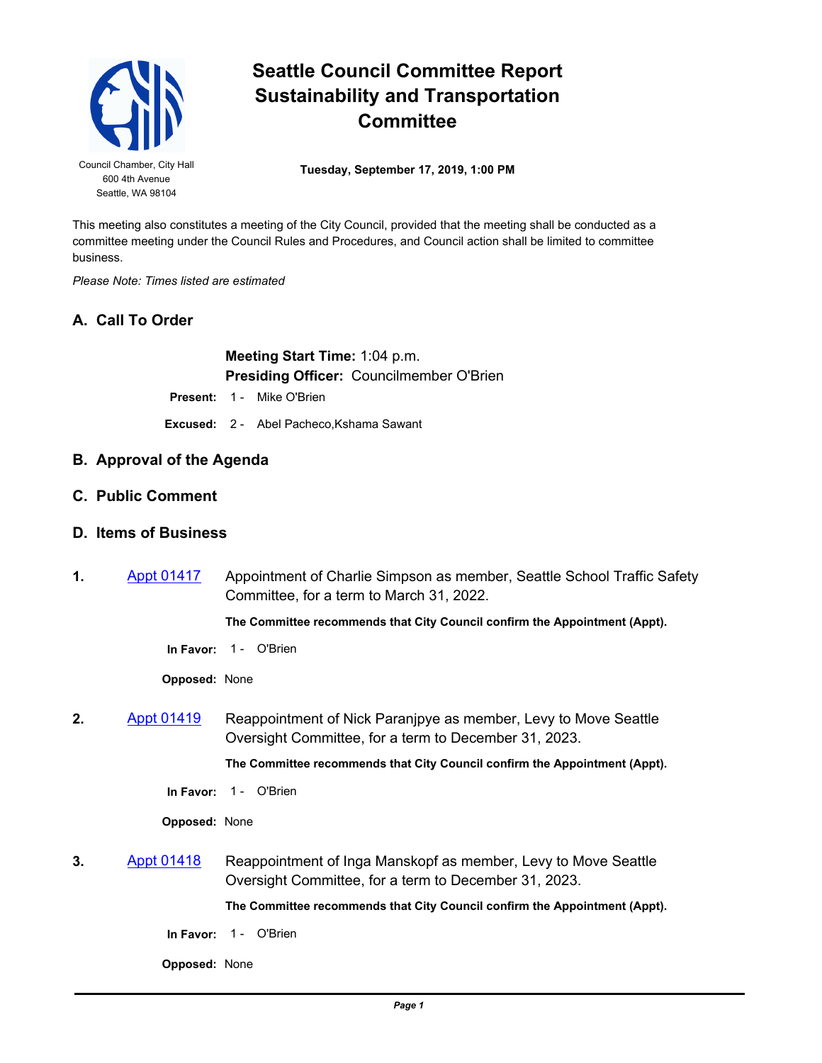# Seattle Council Committee Report
# Sustainability and Transportation Committee

Council Chamber, City Hall
600 4th Avenue
Seattle, WA 98104

**Tuesday, September 17, 2019, 1:00 PM**

This meeting also constitutes a meeting of the City Council, provided that the meeting shall be conducted as a committee meeting under the Council Rules and Procedures, and Council action shall be limited to committee business.

*Please Note: Times listed are estimated*

## A. Call To Order

**Meeting Start Time:** 1:04 p.m.
**Presiding Officer:** Councilmember O'Brien

**Present:** 1 - Mike O'Brien

**Excused:** 2 - Abel Pacheco,Kshama Sawant

## B. Approval of the Agenda

## C. Public Comment

## D. Items of Business

**1.** Appt 01417 Appointment of Charlie Simpson as member, Seattle School Traffic Safety Committee, for a term to March 31, 2022.

**The Committee recommends that City Council confirm the Appointment (Appt).**

**In Favor:** 1 - O'Brien

**Opposed:** None

**2.** Appt 01419 Reappointment of Nick Paranjpye as member, Levy to Move Seattle Oversight Committee, for a term to December 31, 2023.

**The Committee recommends that City Council confirm the Appointment (Appt).**

**In Favor:** 1 - O'Brien

**Opposed:** None

**3.** Appt 01418 Reappointment of Inga Manskopf as member, Levy to Move Seattle Oversight Committee, for a term to December 31, 2023.

**The Committee recommends that City Council confirm the Appointment (Appt).**

**In Favor:** 1 - O'Brien

**Opposed:** None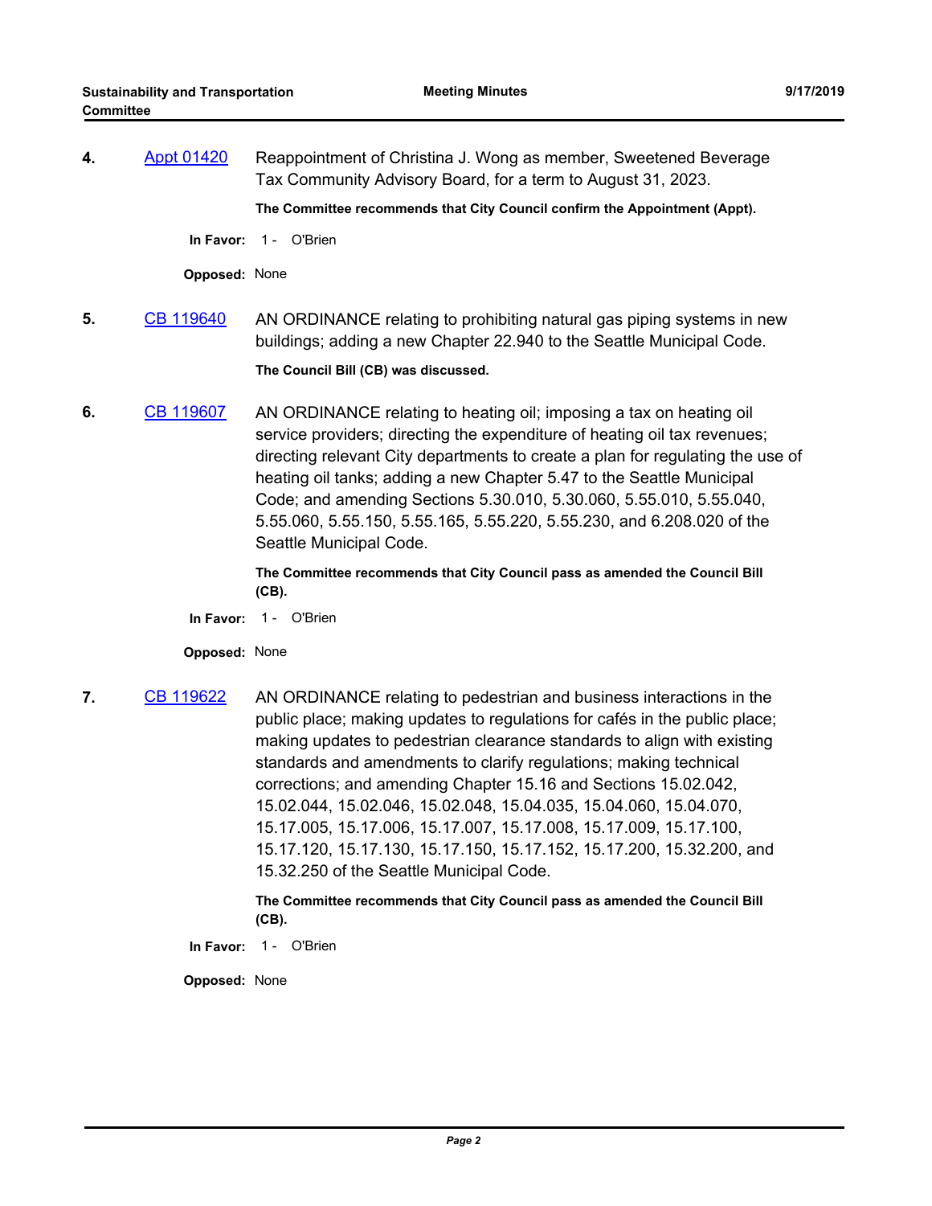**4.** Appt 01420 Reappointment of Christina J. Wong as member, Sweetened Beverage Tax Community Advisory Board, for a term to August 31, 2023.

**The Committee recommends that City Council confirm the Appointment (Appt).**

**In Favor:** 1 - O'Brien

**Opposed:** None

**5.** CB 119640 AN ORDINANCE relating to prohibiting natural gas piping systems in new buildings; adding a new Chapter 22.940 to the Seattle Municipal Code.

**The Council Bill (CB) was discussed.**

**6.** CB 119607 AN ORDINANCE relating to heating oil; imposing a tax on heating oil service providers; directing the expenditure of heating oil tax revenues; directing relevant City departments to create a plan for regulating the use of heating oil tanks; adding a new Chapter 5.47 to the Seattle Municipal Code; and amending Sections 5.30.010, 5.30.060, 5.55.010, 5.55.040, 5.55.060, 5.55.150, 5.55.165, 5.55.220, 5.55.230, and 6.208.020 of the Seattle Municipal Code.

**The Committee recommends that City Council pass as amended the Council Bill (CB).**

**In Favor:** 1 - O'Brien

**Opposed:** None

**7.** CB 119622 AN ORDINANCE relating to pedestrian and business interactions in the public place; making updates to regulations for cafés in the public place; making updates to pedestrian clearance standards to align with existing standards and amendments to clarify regulations; making technical corrections; and amending Chapter 15.16 and Sections 15.02.042, 15.02.044, 15.02.046, 15.02.048, 15.04.035, 15.04.060, 15.04.070, 15.17.005, 15.17.006, 15.17.007, 15.17.008, 15.17.009, 15.17.100, 15.17.120, 15.17.130, 15.17.150, 15.17.152, 15.17.200, 15.32.200, and 15.32.250 of the Seattle Municipal Code.

**The Committee recommends that City Council pass as amended the Council Bill (CB).**

**In Favor:** 1 - O'Brien

**Opposed:** None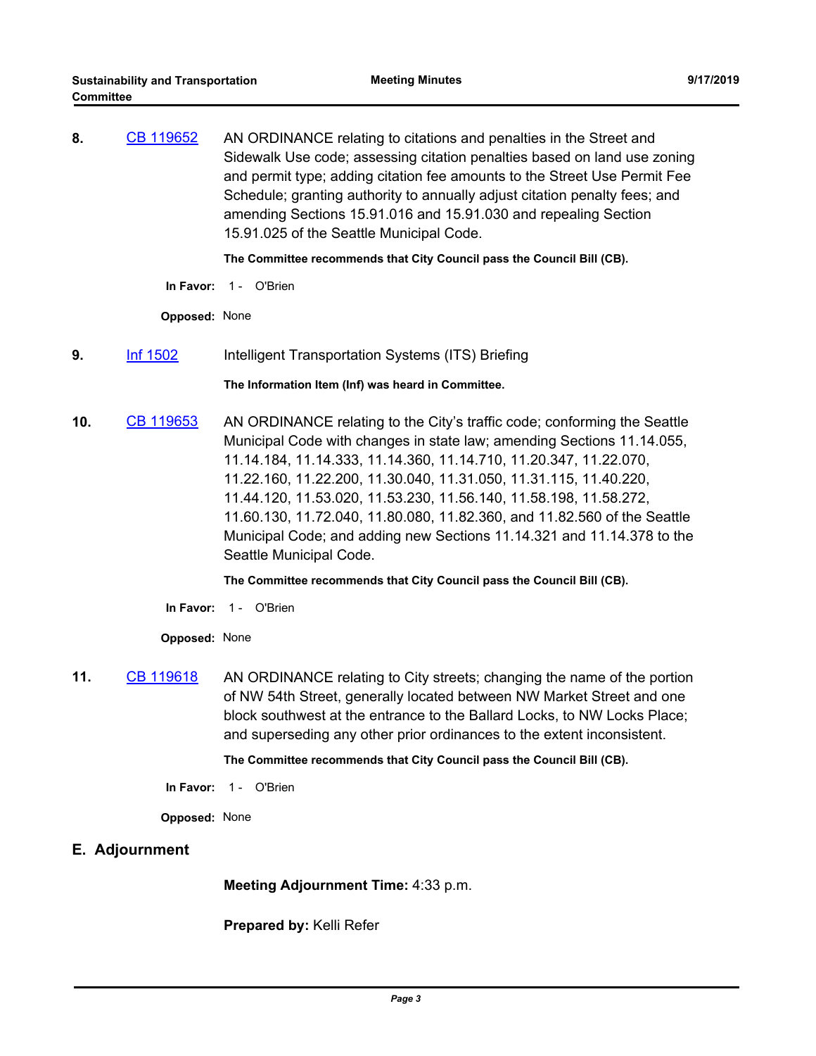**8.** CB 119652 AN ORDINANCE relating to citations and penalties in the Street and Sidewalk Use code; assessing citation penalties based on land use zoning and permit type; adding citation fee amounts to the Street Use Permit Fee Schedule; granting authority to annually adjust citation penalty fees; and amending Sections 15.91.016 and 15.91.030 and repealing Section 15.91.025 of the Seattle Municipal Code.

**The Committee recommends that City Council pass the Council Bill (CB).**

**In Favor:** 1 - O'Brien

**Opposed:** None

**9.** Inf 1502 Intelligent Transportation Systems (ITS) Briefing

**The Information Item (Inf) was heard in Committee.**

**10.** CB 119653 AN ORDINANCE relating to the City's traffic code; conforming the Seattle Municipal Code with changes in state law; amending Sections 11.14.055, 11.14.184, 11.14.333, 11.14.360, 11.14.710, 11.20.347, 11.22.070, 11.22.160, 11.22.200, 11.30.040, 11.31.050, 11.31.115, 11.40.220, 11.44.120, 11.53.020, 11.53.230, 11.56.140, 11.58.198, 11.58.272, 11.60.130, 11.72.040, 11.80.080, 11.82.360, and 11.82.560 of the Seattle Municipal Code; and adding new Sections 11.14.321 and 11.14.378 to the Seattle Municipal Code.

**The Committee recommends that City Council pass the Council Bill (CB).**

**In Favor:** 1 - O'Brien

**Opposed:** None

**11.** CB 119618 AN ORDINANCE relating to City streets; changing the name of the portion of NW 54th Street, generally located between NW Market Street and one block southwest at the entrance to the Ballard Locks, to NW Locks Place; and superseding any other prior ordinances to the extent inconsistent.

**The Committee recommends that City Council pass the Council Bill (CB).**

**In Favor:** 1 - O'Brien

**Opposed:** None

## E. Adjournment

**Meeting Adjournment Time:** 4:33 p.m.

**Prepared by:** Kelli Refer